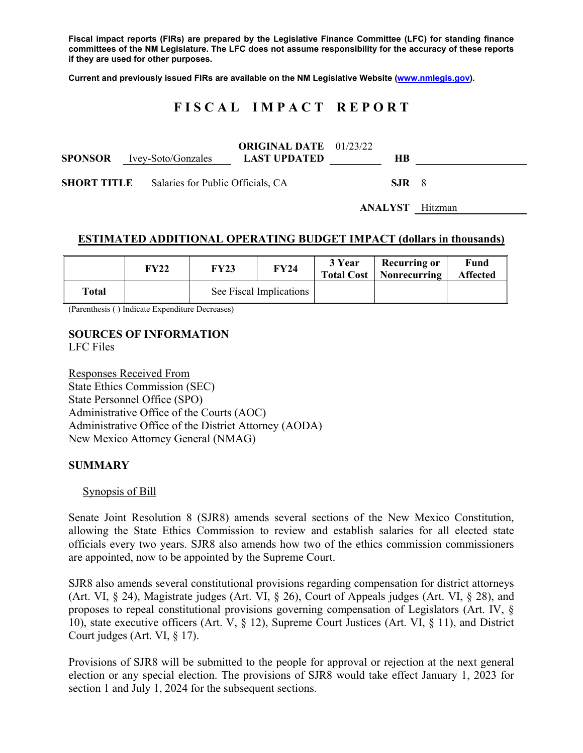Fiscal impact reports (FIRs) are prepared by the Legislative Finance Committee (LFC) for standing finance committees of the NM Legislature. The LFC does not assume responsibility for the accuracy of these reports if they are used for other purposes.

Current and previously issued FIRs are available on the NM Legislative Website (www.nmlegis.gov).

# FISCAL IMPACT REPORT

**SPONSOR** Ivey-Soto/Gonzales **ORIGINAL DATE** 01/23/22 **LAST UPDATED** **HB**

**SHORT TITLE** Salaries for Public Officials, CA **SJR** 8

**ANALYST** Hitzman

## ESTIMATED ADDITIONAL OPERATING BUDGET IMPACT (dollars in thousands)

| | FY22 | FY23 | FY24 | 3 Year Total Cost | Recurring or Nonrecurring | Fund Affected |
|---|---|---|---|---|---|---|
| **Total** | | See Fiscal Implications | | | | |

(Parenthesis ( ) Indicate Expenditure Decreases)

**SOURCES OF INFORMATION**
LFC Files

Responses Received From
State Ethics Commission (SEC)
State Personnel Office (SPO)
Administrative Office of the Courts (AOC)
Administrative Office of the District Attorney (AODA)
New Mexico Attorney General (NMAG)

**SUMMARY**

Synopsis of Bill

Senate Joint Resolution 8 (SJR8) amends several sections of the New Mexico Constitution, allowing the State Ethics Commission to review and establish salaries for all elected state officials every two years. SJR8 also amends how two of the ethics commission commissioners are appointed, now to be appointed by the Supreme Court.

SJR8 also amends several constitutional provisions regarding compensation for district attorneys (Art. VI, § 24), Magistrate judges (Art. VI, § 26), Court of Appeals judges (Art. VI, § 28), and proposes to repeal constitutional provisions governing compensation of Legislators (Art. IV, § 10), state executive officers (Art. V, § 12), Supreme Court Justices (Art. VI, § 11), and District Court judges (Art. VI, § 17).

Provisions of SJR8 will be submitted to the people for approval or rejection at the next general election or any special election. The provisions of SJR8 would take effect January 1, 2023 for section 1 and July 1, 2024 for the subsequent sections.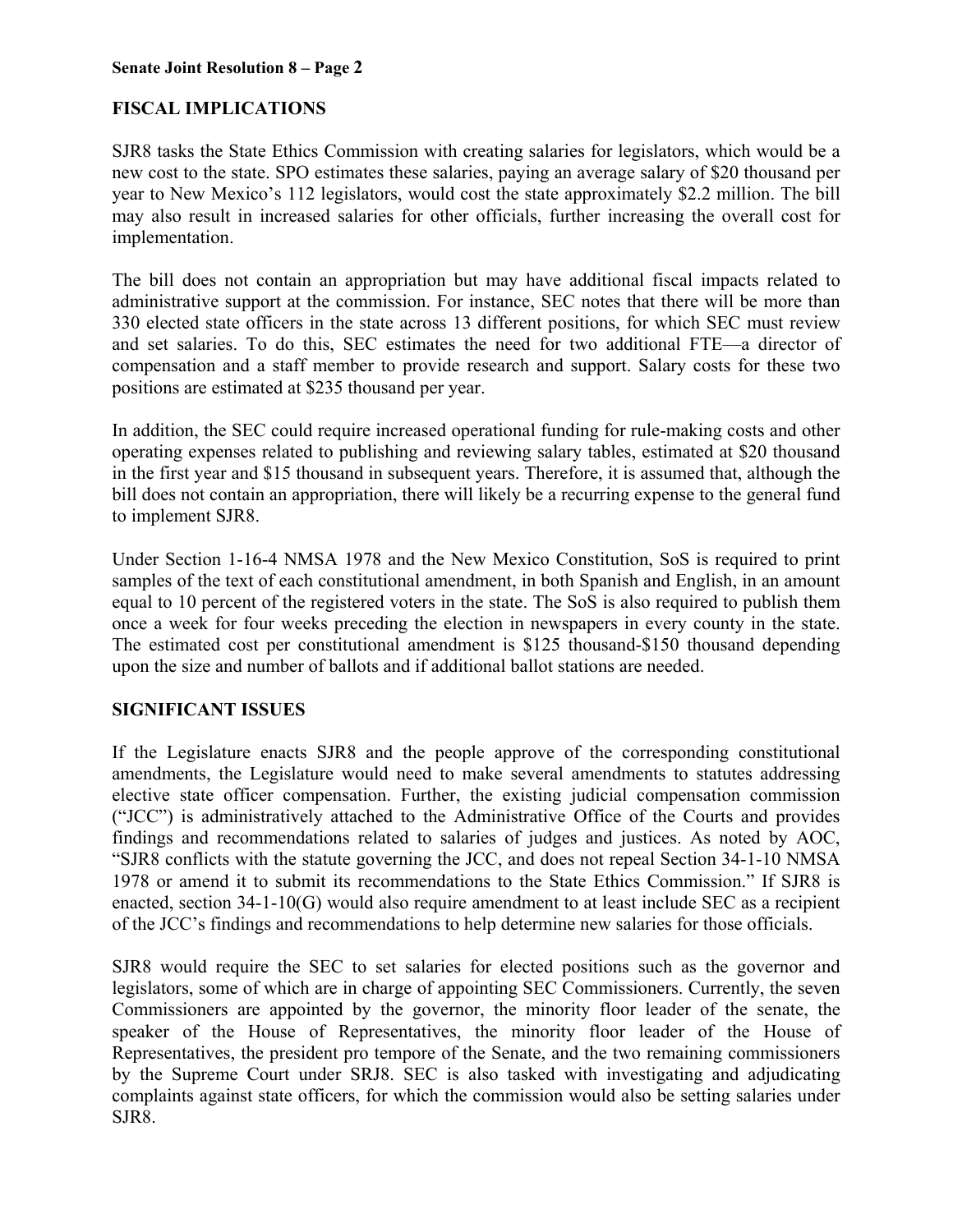## FISCAL IMPLICATIONS

SJR8 tasks the State Ethics Commission with creating salaries for legislators, which would be a new cost to the state. SPO estimates these salaries, paying an average salary of $20 thousand per year to New Mexico's 112 legislators, would cost the state approximately $2.2 million. The bill may also result in increased salaries for other officials, further increasing the overall cost for implementation.

The bill does not contain an appropriation but may have additional fiscal impacts related to administrative support at the commission. For instance, SEC notes that there will be more than 330 elected state officers in the state across 13 different positions, for which SEC must review and set salaries. To do this, SEC estimates the need for two additional FTE—a director of compensation and a staff member to provide research and support. Salary costs for these two positions are estimated at $235 thousand per year.

In addition, the SEC could require increased operational funding for rule-making costs and other operating expenses related to publishing and reviewing salary tables, estimated at $20 thousand in the first year and $15 thousand in subsequent years. Therefore, it is assumed that, although the bill does not contain an appropriation, there will likely be a recurring expense to the general fund to implement SJR8.

Under Section 1-16-4 NMSA 1978 and the New Mexico Constitution, SoS is required to print samples of the text of each constitutional amendment, in both Spanish and English, in an amount equal to 10 percent of the registered voters in the state. The SoS is also required to publish them once a week for four weeks preceding the election in newspapers in every county in the state. The estimated cost per constitutional amendment is $125 thousand-$150 thousand depending upon the size and number of ballots and if additional ballot stations are needed.

## SIGNIFICANT ISSUES

If the Legislature enacts SJR8 and the people approve of the corresponding constitutional amendments, the Legislature would need to make several amendments to statutes addressing elective state officer compensation. Further, the existing judicial compensation commission ("JCC") is administratively attached to the Administrative Office of the Courts and provides findings and recommendations related to salaries of judges and justices. As noted by AOC, "SJR8 conflicts with the statute governing the JCC, and does not repeal Section 34-1-10 NMSA 1978 or amend it to submit its recommendations to the State Ethics Commission." If SJR8 is enacted, section 34-1-10(G) would also require amendment to at least include SEC as a recipient of the JCC's findings and recommendations to help determine new salaries for those officials.

SJR8 would require the SEC to set salaries for elected positions such as the governor and legislators, some of which are in charge of appointing SEC Commissioners. Currently, the seven Commissioners are appointed by the governor, the minority floor leader of the senate, the speaker of the House of Representatives, the minority floor leader of the House of Representatives, the president pro tempore of the Senate, and the two remaining commissioners by the Supreme Court under SRJ8. SEC is also tasked with investigating and adjudicating complaints against state officers, for which the commission would also be setting salaries under SJR8.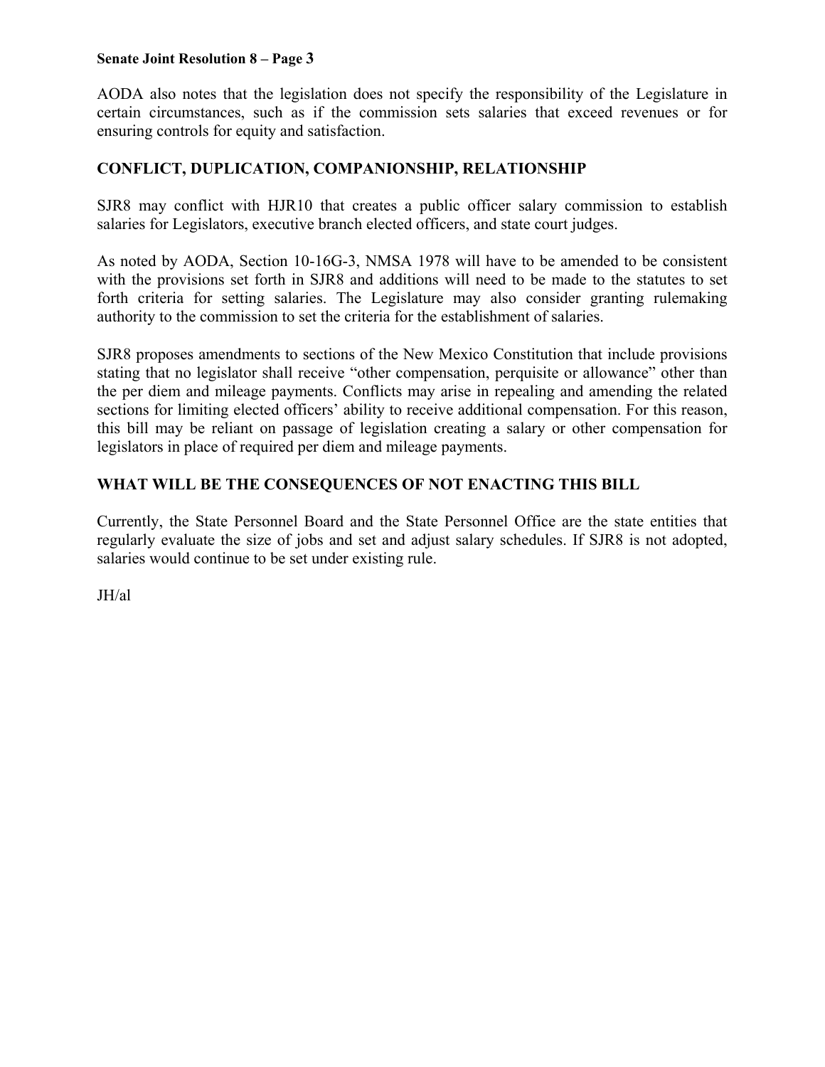AODA also notes that the legislation does not specify the responsibility of the Legislature in certain circumstances, such as if the commission sets salaries that exceed revenues or for ensuring controls for equity and satisfaction.

**CONFLICT, DUPLICATION, COMPANIONSHIP, RELATIONSHIP**

SJR8 may conflict with HJR10 that creates a public officer salary commission to establish salaries for Legislators, executive branch elected officers, and state court judges.

As noted by AODA, Section 10-16G-3, NMSA 1978 will have to be amended to be consistent with the provisions set forth in SJR8 and additions will need to be made to the statutes to set forth criteria for setting salaries. The Legislature may also consider granting rulemaking authority to the commission to set the criteria for the establishment of salaries.

SJR8 proposes amendments to sections of the New Mexico Constitution that include provisions stating that no legislator shall receive "other compensation, perquisite or allowance" other than the per diem and mileage payments. Conflicts may arise in repealing and amending the related sections for limiting elected officers' ability to receive additional compensation. For this reason, this bill may be reliant on passage of legislation creating a salary or other compensation for legislators in place of required per diem and mileage payments.

**WHAT WILL BE THE CONSEQUENCES OF NOT ENACTING THIS BILL**

Currently, the State Personnel Board and the State Personnel Office are the state entities that regularly evaluate the size of jobs and set and adjust salary schedules. If SJR8 is not adopted, salaries would continue to be set under existing rule.

JH/al